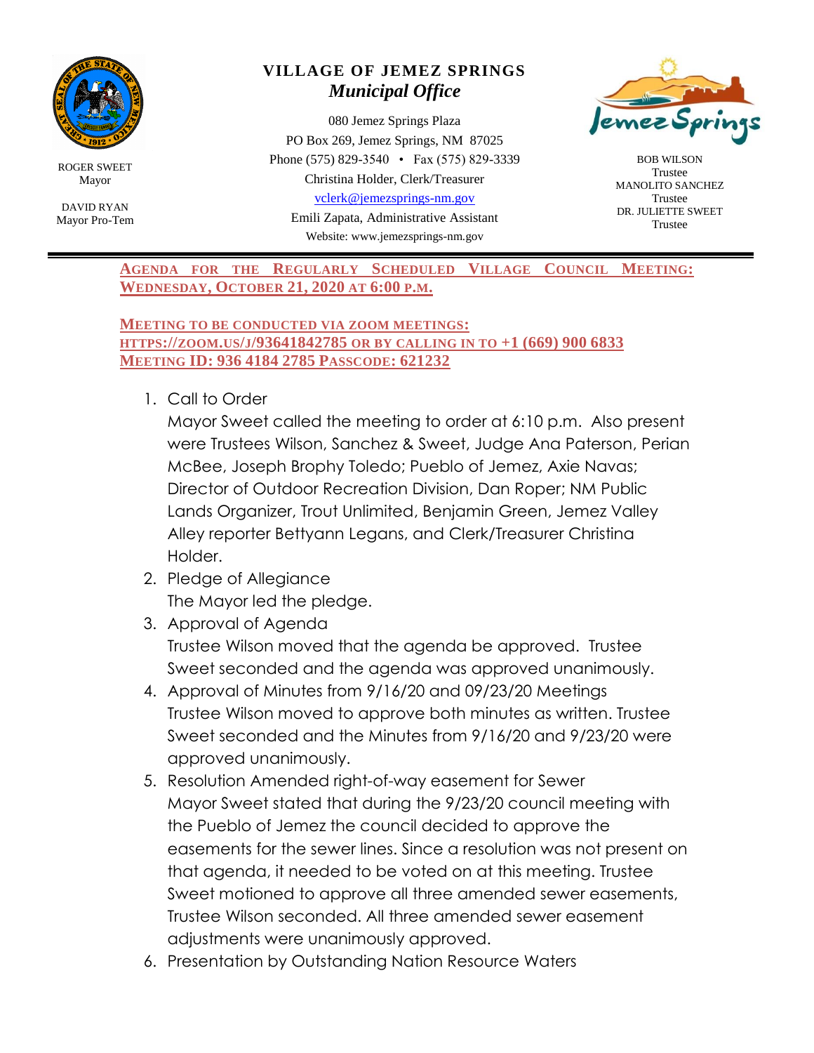ROGER SWEET
Mayor

DAVID RYAN
Mayor Pro-Tem

**VILLAGE OF JEMEZ SPRINGS**

***Municipal Office***

080 Jemez Springs Plaza
PO Box 269, Jemez Springs, NM 87025
Phone (575) 829-3540 • Fax (575) 829-3339
Christina Holder, Clerk/Treasurer
vclerk@jemezsprings-nm.gov
Emili Zapata, Administrative Assistant
Website: www.jemezsprings-nm.gov

BOB WILSON
Trustee
MANOLITO SANCHEZ
Trustee
DR. JULIETTE SWEET
Trustee

---

**AGENDA FOR THE REGULARLY SCHEDULED VILLAGE COUNCIL MEETING: WEDNESDAY, OCTOBER 21, 2020 AT 6:00 P.M.**

**MEETING TO BE CONDUCTED VIA ZOOM MEETINGS: HTTPS://ZOOM.US/J/93641842785 OR BY CALLING IN TO +1 (669) 900 6833 MEETING ID: 936 4184 2785 PASSCODE: 621232**

1. Call to Order
   Mayor Sweet called the meeting to order at 6:10 p.m. Also present were Trustees Wilson, Sanchez & Sweet, Judge Ana Paterson, Perian McBee, Joseph Brophy Toledo; Pueblo of Jemez, Axie Navas; Director of Outdoor Recreation Division, Dan Roper; NM Public Lands Organizer, Trout Unlimited, Benjamin Green, Jemez Valley Alley reporter Bettyann Legans, and Clerk/Treasurer Christina Holder.
2. Pledge of Allegiance
   The Mayor led the pledge.
3. Approval of Agenda
   Trustee Wilson moved that the agenda be approved. Trustee Sweet seconded and the agenda was approved unanimously.
4. Approval of Minutes from 9/16/20 and 09/23/20 Meetings
   Trustee Wilson moved to approve both minutes as written. Trustee Sweet seconded and the Minutes from 9/16/20 and 9/23/20 were approved unanimously.
5. Resolution Amended right-of-way easement for Sewer
   Mayor Sweet stated that during the 9/23/20 council meeting with the Pueblo of Jemez the council decided to approve the easements for the sewer lines. Since a resolution was not present on that agenda, it needed to be voted on at this meeting. Trustee Sweet motioned to approve all three amended sewer easements, Trustee Wilson seconded. All three amended sewer easement adjustments were unanimously approved.
6. Presentation by Outstanding Nation Resource Waters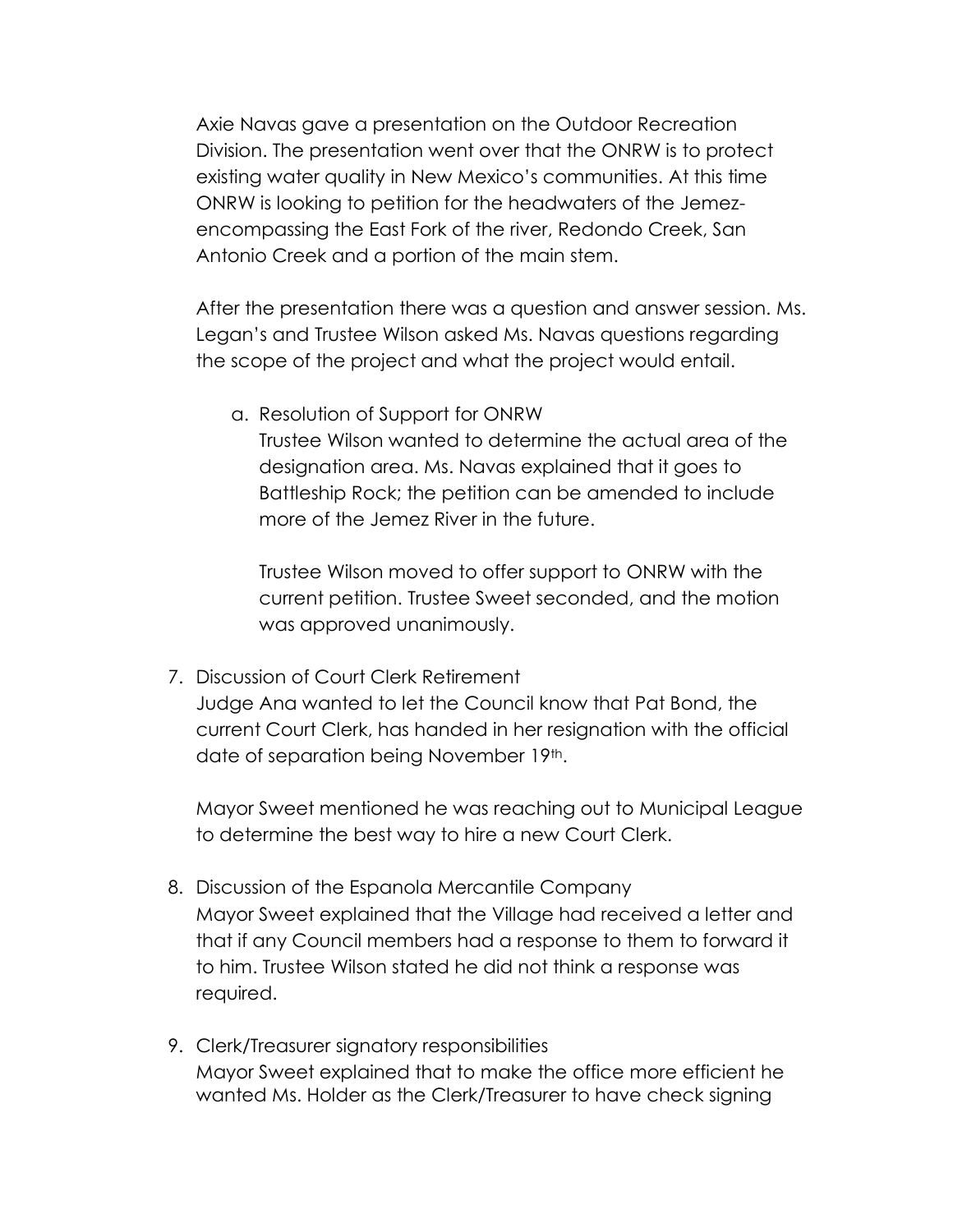Axie Navas gave a presentation on the Outdoor Recreation Division. The presentation went over that the ONRW is to protect existing water quality in New Mexico's communities. At this time ONRW is looking to petition for the headwaters of the Jemez-encompassing the East Fork of the river, Redondo Creek, San Antonio Creek and a portion of the main stem.

After the presentation there was a question and answer session. Ms. Legan's and Trustee Wilson asked Ms. Navas questions regarding the scope of the project and what the project would entail.

a. Resolution of Support for ONRW
   Trustee Wilson wanted to determine the actual area of the designation area. Ms. Navas explained that it goes to Battleship Rock; the petition can be amended to include more of the Jemez River in the future.

   Trustee Wilson moved to offer support to ONRW with the current petition. Trustee Sweet seconded, and the motion was approved unanimously.

7. Discussion of Court Clerk Retirement
   Judge Ana wanted to let the Council know that Pat Bond, the current Court Clerk, has handed in her resignation with the official date of separation being November 19th.

   Mayor Sweet mentioned he was reaching out to Municipal League to determine the best way to hire a new Court Clerk.

8. Discussion of the Espanola Mercantile Company
   Mayor Sweet explained that the Village had received a letter and that if any Council members had a response to them to forward it to him. Trustee Wilson stated he did not think a response was required.

9. Clerk/Treasurer signatory responsibilities
   Mayor Sweet explained that to make the office more efficient he wanted Ms. Holder as the Clerk/Treasurer to have check signing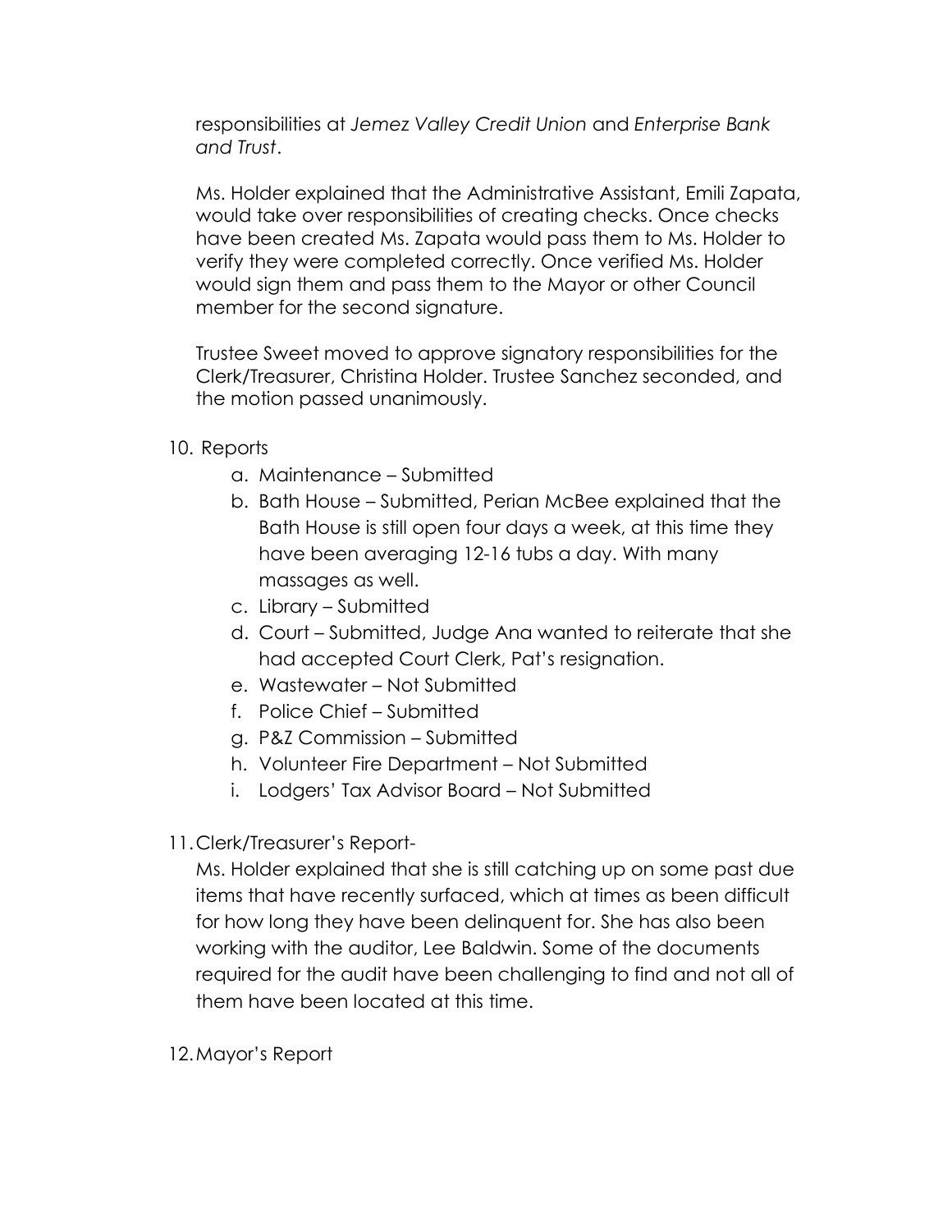responsibilities at *Jemez Valley Credit Union* and *Enterprise Bank and Trust*.

Ms. Holder explained that the Administrative Assistant, Emili Zapata, would take over responsibilities of creating checks. Once checks have been created Ms. Zapata would pass them to Ms. Holder to verify they were completed correctly. Once verified Ms. Holder would sign them and pass them to the Mayor or other Council member for the second signature.

Trustee Sweet moved to approve signatory responsibilities for the Clerk/Treasurer, Christina Holder. Trustee Sanchez seconded, and the motion passed unanimously.

10. Reports
    a. Maintenance – Submitted
    b. Bath House – Submitted, Perian McBee explained that the Bath House is still open four days a week, at this time they have been averaging 12-16 tubs a day. With many massages as well.
    c. Library – Submitted
    d. Court – Submitted, Judge Ana wanted to reiterate that she had accepted Court Clerk, Pat's resignation.
    e. Wastewater – Not Submitted
    f. Police Chief – Submitted
    g. P&Z Commission – Submitted
    h. Volunteer Fire Department – Not Submitted
    i. Lodgers' Tax Advisor Board – Not Submitted

11. Clerk/Treasurer's Report-

    Ms. Holder explained that she is still catching up on some past due items that have recently surfaced, which at times as been difficult for how long they have been delinquent for. She has also been working with the auditor, Lee Baldwin. Some of the documents required for the audit have been challenging to find and not all of them have been located at this time.

12. Mayor's Report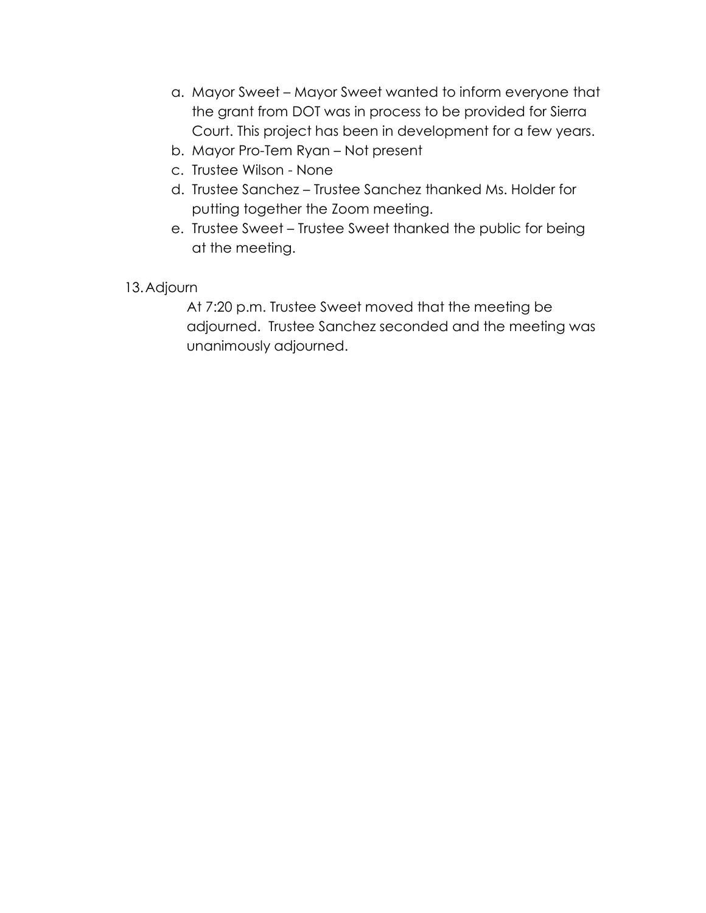a. Mayor Sweet – Mayor Sweet wanted to inform everyone that the grant from DOT was in process to be provided for Sierra Court. This project has been in development for a few years.
b. Mayor Pro-Tem Ryan – Not present
c. Trustee Wilson - None
d. Trustee Sanchez – Trustee Sanchez thanked Ms. Holder for putting together the Zoom meeting.
e. Trustee Sweet – Trustee Sweet thanked the public for being at the meeting.

13. Adjourn

At 7:20 p.m. Trustee Sweet moved that the meeting be adjourned. Trustee Sanchez seconded and the meeting was unanimously adjourned.